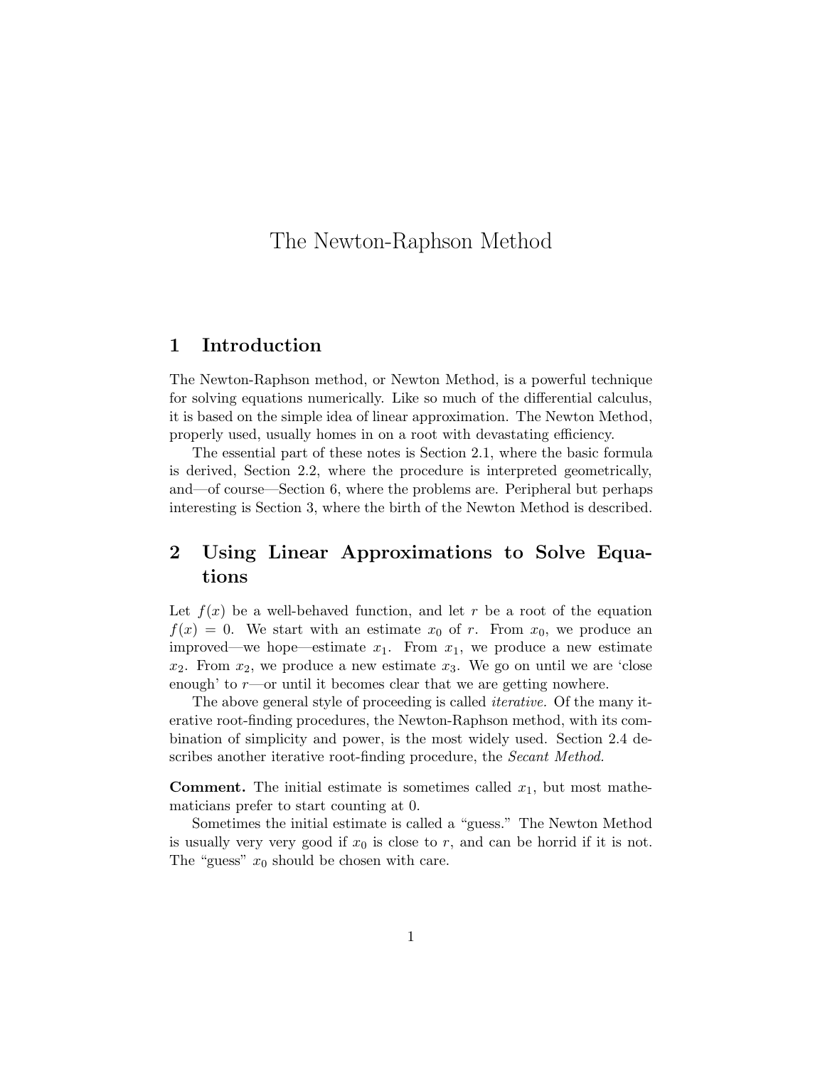# The Newton-Raphson Method

## 1 Introduction

The Newton-Raphson method, or Newton Method, is a powerful technique for solving equations numerically. Like so much of the differential calculus, it is based on the simple idea of linear approximation. The Newton Method, properly used, usually homes in on a root with devastating efficiency.

The essential part of these notes is Section 2.1, where the basic formula is derived, Section 2.2, where the procedure is interpreted geometrically, and—of course—Section 6, where the problems are. Peripheral but perhaps interesting is Section 3, where the birth of the Newton Method is described.

## 2 Using Linear Approximations to Solve Equations

Let $f(x)$ be a well-behaved function, and let $r$ be a root of the equation $f(x) = 0$. We start with an estimate $x_0$ of $r$. From $x_0$, we produce an improved—we hope—estimate $x_1$. From $x_1$, we produce a new estimate $x_2$. From $x_2$, we produce a new estimate $x_3$. We go on until we are 'close enough' to $r$—or until it becomes clear that we are getting nowhere.

The above general style of proceeding is called *iterative.* Of the many iterative root-finding procedures, the Newton-Raphson method, with its combination of simplicity and power, is the most widely used. Section 2.4 describes another iterative root-finding procedure, the *Secant Method.*

**Comment.** The initial estimate is sometimes called $x_1$, but most mathematicians prefer to start counting at 0.

Sometimes the initial estimate is called a "guess." The Newton Method is usually very very good if $x_0$ is close to $r$, and can be horrid if it is not. The "guess" $x_0$ should be chosen with care.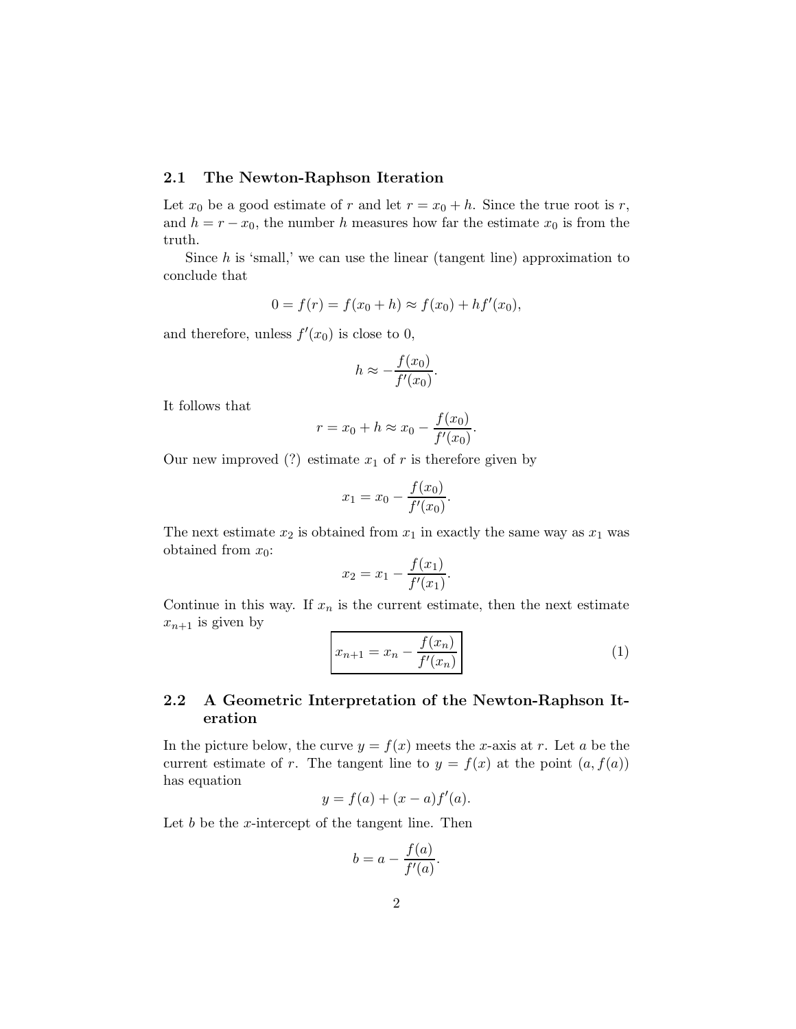### 2.1 The Newton-Raphson Iteration

Let $x_0$ be a good estimate of $r$ and let $r = x_0 + h$. Since the true root is $r$, and $h = r - x_0$, the number $h$ measures how far the estimate $x_0$ is from the truth.

Since $h$ is 'small,' we can use the linear (tangent line) approximation to conclude that

$$0 = f(r) = f(x_0 + h) \approx f(x_0) + hf'(x_0),$$

and therefore, unless $f'(x_0)$ is close to 0,

$$h \approx -\frac{f(x_0)}{f'(x_0)}.$$

It follows that

$$r = x_0 + h \approx x_0 - \frac{f(x_0)}{f'(x_0)}.$$

Our new improved (?) estimate $x_1$ of $r$ is therefore given by

$$x_1 = x_0 - \frac{f(x_0)}{f'(x_0)}.$$

The next estimate $x_2$ is obtained from $x_1$ in exactly the same way as $x_1$ was obtained from $x_0$:

$$x_2 = x_1 - \frac{f(x_1)}{f'(x_1)}.$$

Continue in this way. If $x_n$ is the current estimate, then the next estimate $x_{n+1}$ is given by

$$\boxed{x_{n+1} = x_n - \frac{f(x_n)}{f'(x_n)}} \tag{1}$$

### 2.2 A Geometric Interpretation of the Newton-Raphson Iteration

In the picture below, the curve $y = f(x)$ meets the $x$-axis at $r$. Let $a$ be the current estimate of $r$. The tangent line to $y = f(x)$ at the point $(a, f(a))$ has equation

$$y = f(a) + (x - a)f'(a).$$

Let $b$ be the $x$-intercept of the tangent line. Then

$$b = a - \frac{f(a)}{f'(a)}.$$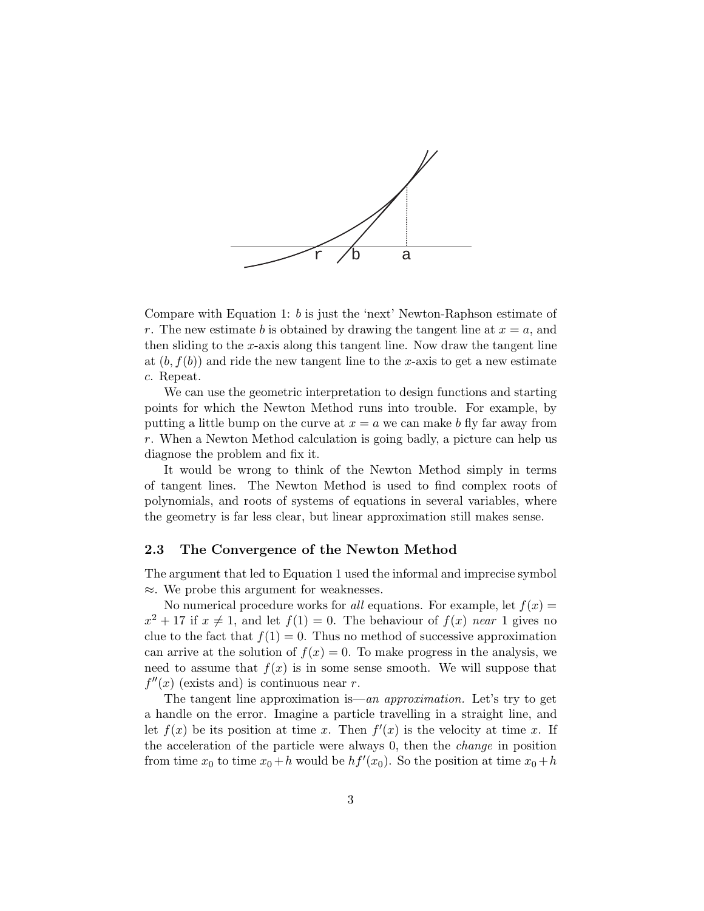Compare with Equation 1: $b$ is just the 'next' Newton-Raphson estimate of $r$. The new estimate $b$ is obtained by drawing the tangent line at $x = a$, and then sliding to the $x$-axis along this tangent line. Now draw the tangent line at $(b, f(b))$ and ride the new tangent line to the $x$-axis to get a new estimate $c$. Repeat.

We can use the geometric interpretation to design functions and starting points for which the Newton Method runs into trouble. For example, by putting a little bump on the curve at $x = a$ we can make $b$ fly far away from $r$. When a Newton Method calculation is going badly, a picture can help us diagnose the problem and fix it.

It would be wrong to think of the Newton Method simply in terms of tangent lines. The Newton Method is used to find complex roots of polynomials, and roots of systems of equations in several variables, where the geometry is far less clear, but linear approximation still makes sense.

### 2.3 The Convergence of the Newton Method

The argument that led to Equation 1 used the informal and imprecise symbol $\approx$. We probe this argument for weaknesses.

No numerical procedure works for *all* equations. For example, let $f(x) = x^2 + 17$ if $x \neq 1$, and let $f(1) = 0$. The behaviour of $f(x)$ *near* 1 gives no clue to the fact that $f(1) = 0$. Thus no method of successive approximation can arrive at the solution of $f(x) = 0$. To make progress in the analysis, we need to assume that $f(x)$ is in some sense smooth. We will suppose that $f''(x)$ (exists and) is continuous near $r$.

The tangent line approximation is—*an approximation*. Let's try to get a handle on the error. Imagine a particle travelling in a straight line, and let $f(x)$ be its position at time $x$. Then $f'(x)$ is the velocity at time $x$. If the acceleration of the particle were always 0, then the *change* in position from time $x_0$ to time $x_0 + h$ would be $hf'(x_0)$. So the position at time $x_0 + h$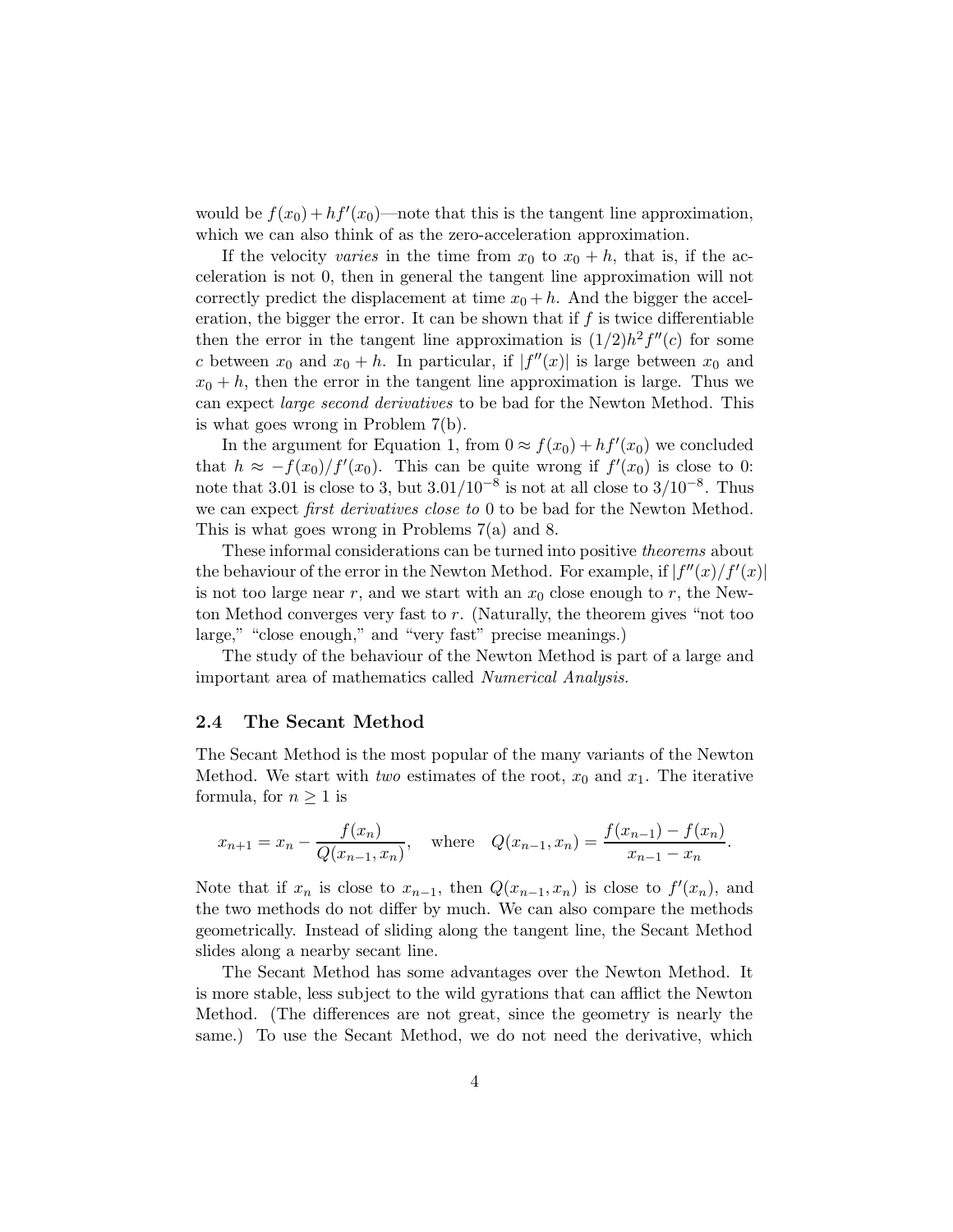would be $f(x_0) + hf'(x_0)$—note that this is the tangent line approximation, which we can also think of as the zero-acceleration approximation.

If the velocity *varies* in the time from $x_0$ to $x_0 + h$, that is, if the acceleration is not 0, then in general the tangent line approximation will not correctly predict the displacement at time $x_0 + h$. And the bigger the acceleration, the bigger the error. It can be shown that if $f$ is twice differentiable then the error in the tangent line approximation is $(1/2)h^2 f''(c)$ for some $c$ between $x_0$ and $x_0 + h$. In particular, if $|f''(x)|$ is large between $x_0$ and $x_0 + h$, then the error in the tangent line approximation is large. Thus we can expect *large second derivatives* to be bad for the Newton Method. This is what goes wrong in Problem 7(b).

In the argument for Equation 1, from $0 \approx f(x_0) + hf'(x_0)$ we concluded that $h \approx -f(x_0)/f'(x_0)$. This can be quite wrong if $f'(x_0)$ is close to 0: note that 3.01 is close to 3, but $3.01/10^{-8}$ is not at all close to $3/10^{-8}$. Thus we can expect *first derivatives close to* 0 to be bad for the Newton Method. This is what goes wrong in Problems 7(a) and 8.

These informal considerations can be turned into positive *theorems* about the behaviour of the error in the Newton Method. For example, if $|f''(x)/f'(x)|$ is not too large near $r$, and we start with an $x_0$ close enough to $r$, the Newton Method converges very fast to $r$. (Naturally, the theorem gives "not too large," "close enough," and "very fast" precise meanings.)

The study of the behaviour of the Newton Method is part of a large and important area of mathematics called *Numerical Analysis*.

### 2.4 The Secant Method

The Secant Method is the most popular of the many variants of the Newton Method. We start with *two* estimates of the root, $x_0$ and $x_1$. The iterative formula, for $n \geq 1$ is

$$x_{n+1} = x_n - \frac{f(x_n)}{Q(x_{n-1}, x_n)}, \quad \text{where} \quad Q(x_{n-1}, x_n) = \frac{f(x_{n-1}) - f(x_n)}{x_{n-1} - x_n}.$$

Note that if $x_n$ is close to $x_{n-1}$, then $Q(x_{n-1}, x_n)$ is close to $f'(x_n)$, and the two methods do not differ by much. We can also compare the methods geometrically. Instead of sliding along the tangent line, the Secant Method slides along a nearby secant line.

The Secant Method has some advantages over the Newton Method. It is more stable, less subject to the wild gyrations that can afflict the Newton Method. (The differences are not great, since the geometry is nearly the same.) To use the Secant Method, we do not need the derivative, which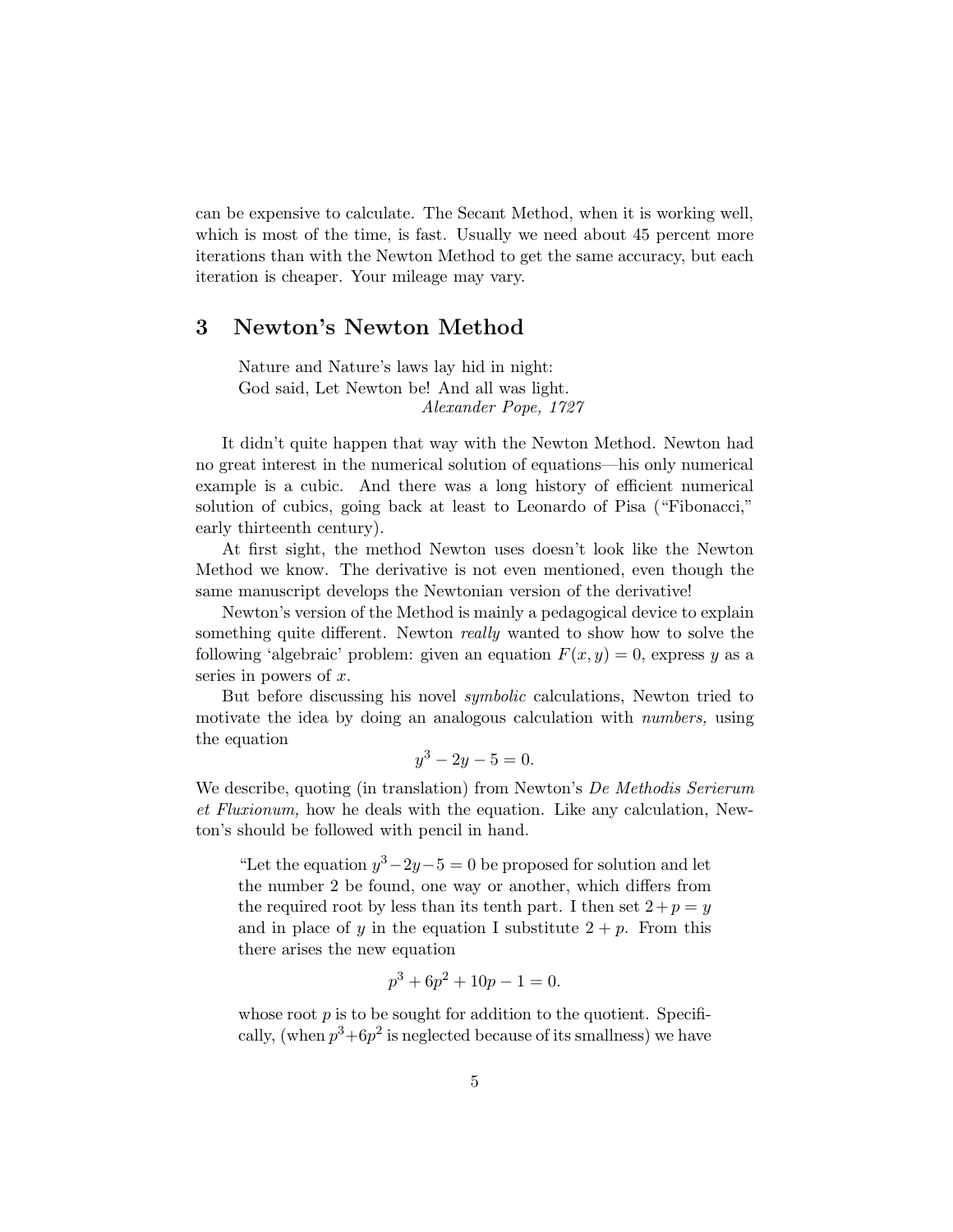can be expensive to calculate. The Secant Method, when it is working well, which is most of the time, is fast. Usually we need about 45 percent more iterations than with the Newton Method to get the same accuracy, but each iteration is cheaper. Your mileage may vary.

## 3 Newton's Newton Method

> Nature and Nature's laws lay hid in night:
> God said, Let Newton be! And all was light.
>
> *Alexander Pope, 1727*

It didn't quite happen that way with the Newton Method. Newton had no great interest in the numerical solution of equations—his only numerical example is a cubic. And there was a long history of efficient numerical solution of cubics, going back at least to Leonardo of Pisa ("Fibonacci," early thirteenth century).

At first sight, the method Newton uses doesn't look like the Newton Method we know. The derivative is not even mentioned, even though the same manuscript develops the Newtonian version of the derivative!

Newton's version of the Method is mainly a pedagogical device to explain something quite different. Newton *really* wanted to show how to solve the following 'algebraic' problem: given an equation $F(x, y) = 0$, express $y$ as a series in powers of $x$.

But before discussing his novel *symbolic* calculations, Newton tried to motivate the idea by doing an analogous calculation with *numbers,* using the equation

$$y^3 - 2y - 5 = 0.$$

We describe, quoting (in translation) from Newton's *De Methodis Serierum et Fluxionum,* how he deals with the equation. Like any calculation, Newton's should be followed with pencil in hand.

> "Let the equation $y^3 - 2y - 5 = 0$ be proposed for solution and let the number 2 be found, one way or another, which differs from the required root by less than its tenth part. I then set $2 + p = y$ and in place of $y$ in the equation I substitute $2 + p$. From this there arises the new equation
>
> $$p^3 + 6p^2 + 10p - 1 = 0.$$
>
> whose root $p$ is to be sought for addition to the quotient. Specifically, (when $p^3 + 6p^2$ is neglected because of its smallness) we have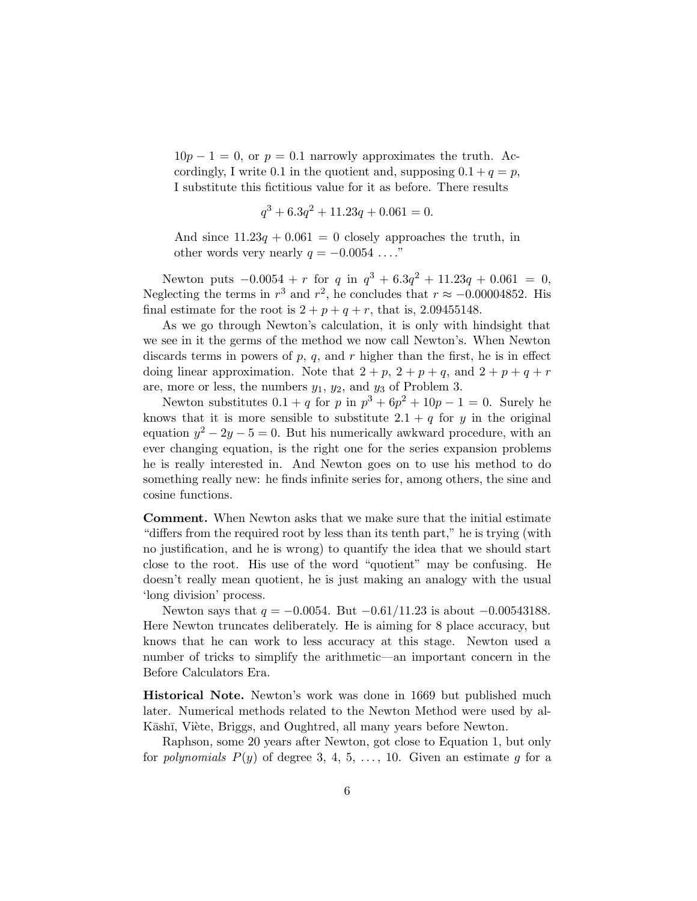$10p - 1 = 0$, or $p = 0.1$ narrowly approximates the truth. Accordingly, I write 0.1 in the quotient and, supposing $0.1 + q = p$, I substitute this fictitious value for it as before. There results

$$q^3 + 6.3q^2 + 11.23q + 0.061 = 0.$$

And since $11.23q + 0.061 = 0$ closely approaches the truth, in other words very nearly $q = -0.0054$ ...."

Newton puts $-0.0054 + r$ for $q$ in $q^3 + 6.3q^2 + 11.23q + 0.061 = 0$, Neglecting the terms in $r^3$ and $r^2$, he concludes that $r \approx -0.00004852$. His final estimate for the root is $2 + p + q + r$, that is, 2.09455148.

As we go through Newton's calculation, it is only with hindsight that we see in it the germs of the method we now call Newton's. When Newton discards terms in powers of $p$, $q$, and $r$ higher than the first, he is in effect doing linear approximation. Note that $2 + p$, $2 + p + q$, and $2 + p + q + r$ are, more or less, the numbers $y_1$, $y_2$, and $y_3$ of Problem 3.

Newton substitutes $0.1 + q$ for $p$ in $p^3 + 6p^2 + 10p - 1 = 0$. Surely he knows that it is more sensible to substitute $2.1 + q$ for $y$ in the original equation $y^2 - 2y - 5 = 0$. But his numerically awkward procedure, with an ever changing equation, is the right one for the series expansion problems he is really interested in. And Newton goes on to use his method to do something really new: he finds infinite series for, among others, the sine and cosine functions.

**Comment.** When Newton asks that we make sure that the initial estimate "differs from the required root by less than its tenth part," he is trying (with no justification, and he is wrong) to quantify the idea that we should start close to the root. His use of the word "quotient" may be confusing. He doesn't really mean quotient, he is just making an analogy with the usual 'long division' process.

Newton says that $q = -0.0054$. But $-0.61/11.23$ is about $-0.00543188$. Here Newton truncates deliberately. He is aiming for 8 place accuracy, but knows that he can work to less accuracy at this stage. Newton used a number of tricks to simplify the arithmetic—an important concern in the Before Calculators Era.

**Historical Note.** Newton's work was done in 1669 but published much later. Numerical methods related to the Newton Method were used by al-Kāshī, Viète, Briggs, and Oughtred, all many years before Newton.

Raphson, some 20 years after Newton, got close to Equation 1, but only for *polynomials* $P(y)$ of degree 3, 4, 5, ..., 10. Given an estimate $g$ for a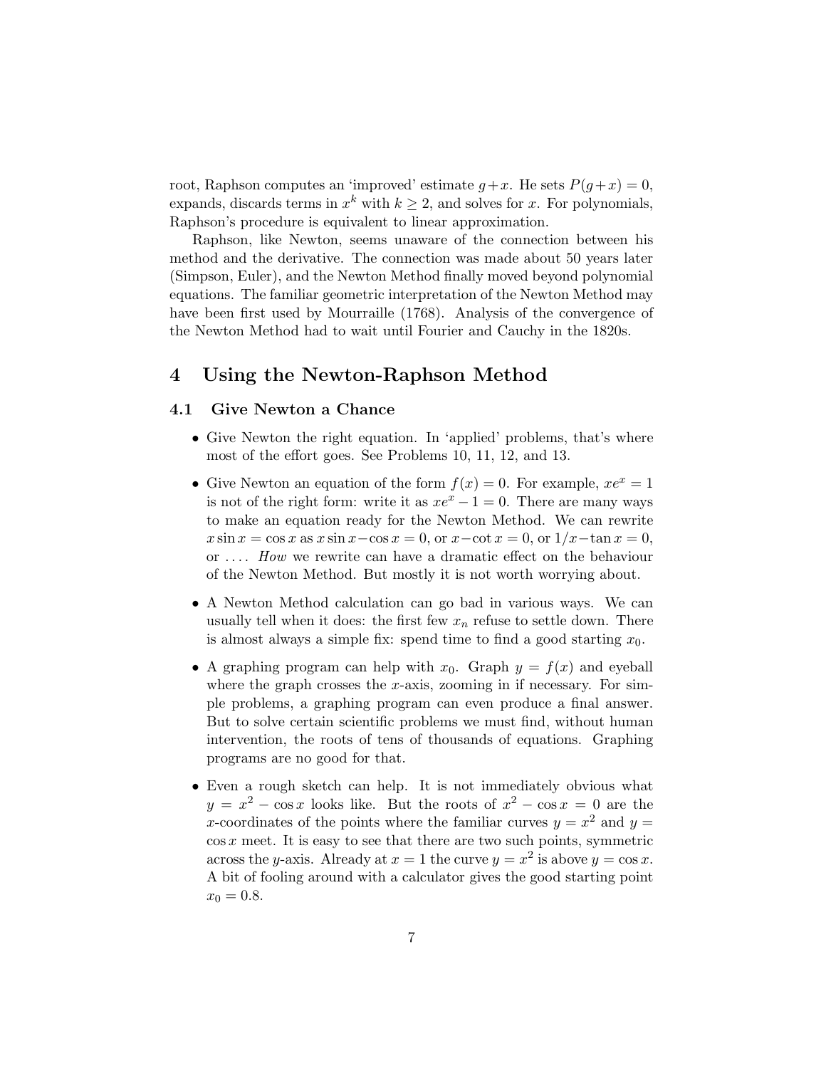root, Raphson computes an 'improved' estimate $g+x$. He sets $P(g+x) = 0$, expands, discards terms in $x^k$ with $k \geq 2$, and solves for $x$. For polynomials, Raphson's procedure is equivalent to linear approximation.

Raphson, like Newton, seems unaware of the connection between his method and the derivative. The connection was made about 50 years later (Simpson, Euler), and the Newton Method finally moved beyond polynomial equations. The familiar geometric interpretation of the Newton Method may have been first used by Mourraille (1768). Analysis of the convergence of the Newton Method had to wait until Fourier and Cauchy in the 1820s.

## 4 Using the Newton-Raphson Method

### 4.1 Give Newton a Chance

- Give Newton the right equation. In 'applied' problems, that's where most of the effort goes. See Problems 10, 11, 12, and 13.

- Give Newton an equation of the form $f(x) = 0$. For example, $xe^x = 1$ is not of the right form: write it as $xe^x - 1 = 0$. There are many ways to make an equation ready for the Newton Method. We can rewrite $x \sin x = \cos x$ as $x \sin x - \cos x = 0$, or $x - \cot x = 0$, or $1/x - \tan x = 0$, or .... *How* we rewrite can have a dramatic effect on the behaviour of the Newton Method. But mostly it is not worth worrying about.

- A Newton Method calculation can go bad in various ways. We can usually tell when it does: the first few $x_n$ refuse to settle down. There is almost always a simple fix: spend time to find a good starting $x_0$.

- A graphing program can help with $x_0$. Graph $y = f(x)$ and eyeball where the graph crosses the $x$-axis, zooming in if necessary. For simple problems, a graphing program can even produce a final answer. But to solve certain scientific problems we must find, without human intervention, the roots of tens of thousands of equations. Graphing programs are no good for that.

- Even a rough sketch can help. It is not immediately obvious what $y = x^2 - \cos x$ looks like. But the roots of $x^2 - \cos x = 0$ are the $x$-coordinates of the points where the familiar curves $y = x^2$ and $y = \cos x$ meet. It is easy to see that there are two such points, symmetric across the $y$-axis. Already at $x = 1$ the curve $y = x^2$ is above $y = \cos x$. A bit of fooling around with a calculator gives the good starting point $x_0 = 0.8$.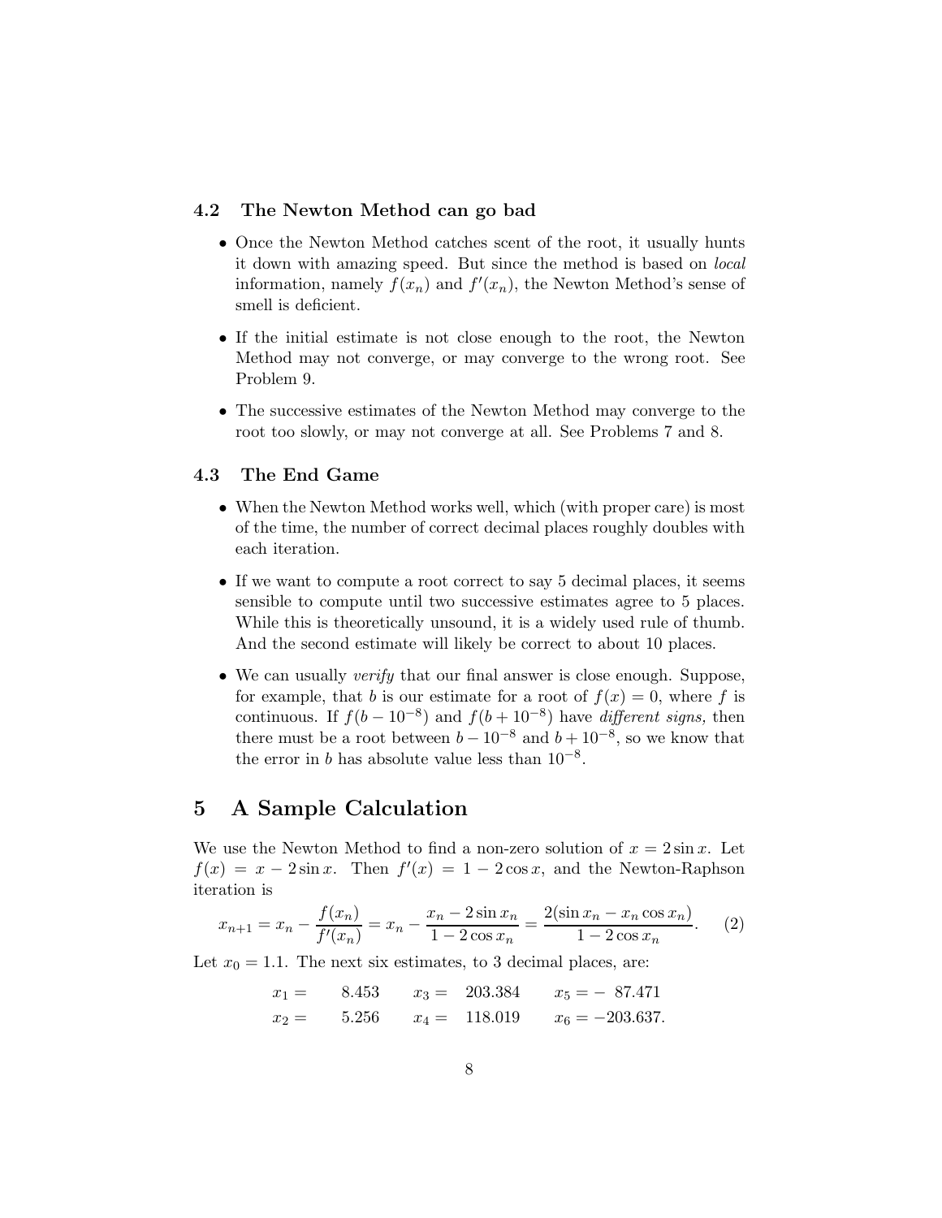### 4.2 The Newton Method can go bad

- Once the Newton Method catches scent of the root, it usually hunts it down with amazing speed. But since the method is based on *local* information, namely $f(x_n)$ and $f'(x_n)$, the Newton Method's sense of smell is deficient.
- If the initial estimate is not close enough to the root, the Newton Method may not converge, or may converge to the wrong root. See Problem 9.
- The successive estimates of the Newton Method may converge to the root too slowly, or may not converge at all. See Problems 7 and 8.

### 4.3 The End Game

- When the Newton Method works well, which (with proper care) is most of the time, the number of correct decimal places roughly doubles with each iteration.
- If we want to compute a root correct to say 5 decimal places, it seems sensible to compute until two successive estimates agree to 5 places. While this is theoretically unsound, it is a widely used rule of thumb. And the second estimate will likely be correct to about 10 places.
- We can usually *verify* that our final answer is close enough. Suppose, for example, that $b$ is our estimate for a root of $f(x) = 0$, where $f$ is continuous. If $f(b - 10^{-8})$ and $f(b + 10^{-8})$ have *different signs,* then there must be a root between $b - 10^{-8}$ and $b + 10^{-8}$, so we know that the error in $b$ has absolute value less than $10^{-8}$.

## 5 A Sample Calculation

We use the Newton Method to find a non-zero solution of $x = 2 \sin x$. Let $f(x) = x - 2 \sin x$. Then $f'(x) = 1 - 2 \cos x$, and the Newton-Raphson iteration is

$$x_{n+1} = x_n - \frac{f(x_n)}{f'(x_n)} = x_n - \frac{x_n - 2 \sin x_n}{1 - 2 \cos x_n} = \frac{2(\sin x_n - x_n \cos x_n)}{1 - 2 \cos x_n}. \qquad (2)$$

Let $x_0 = 1.1$. The next six estimates, to 3 decimal places, are:

$$\begin{array}{llllll} x_1 = & 8.453 & x_3 = & 203.384 & x_5 = & -\ 87.471 \\ x_2 = & 5.256 & x_4 = & 118.019 & x_6 = & -203.637. \end{array}$$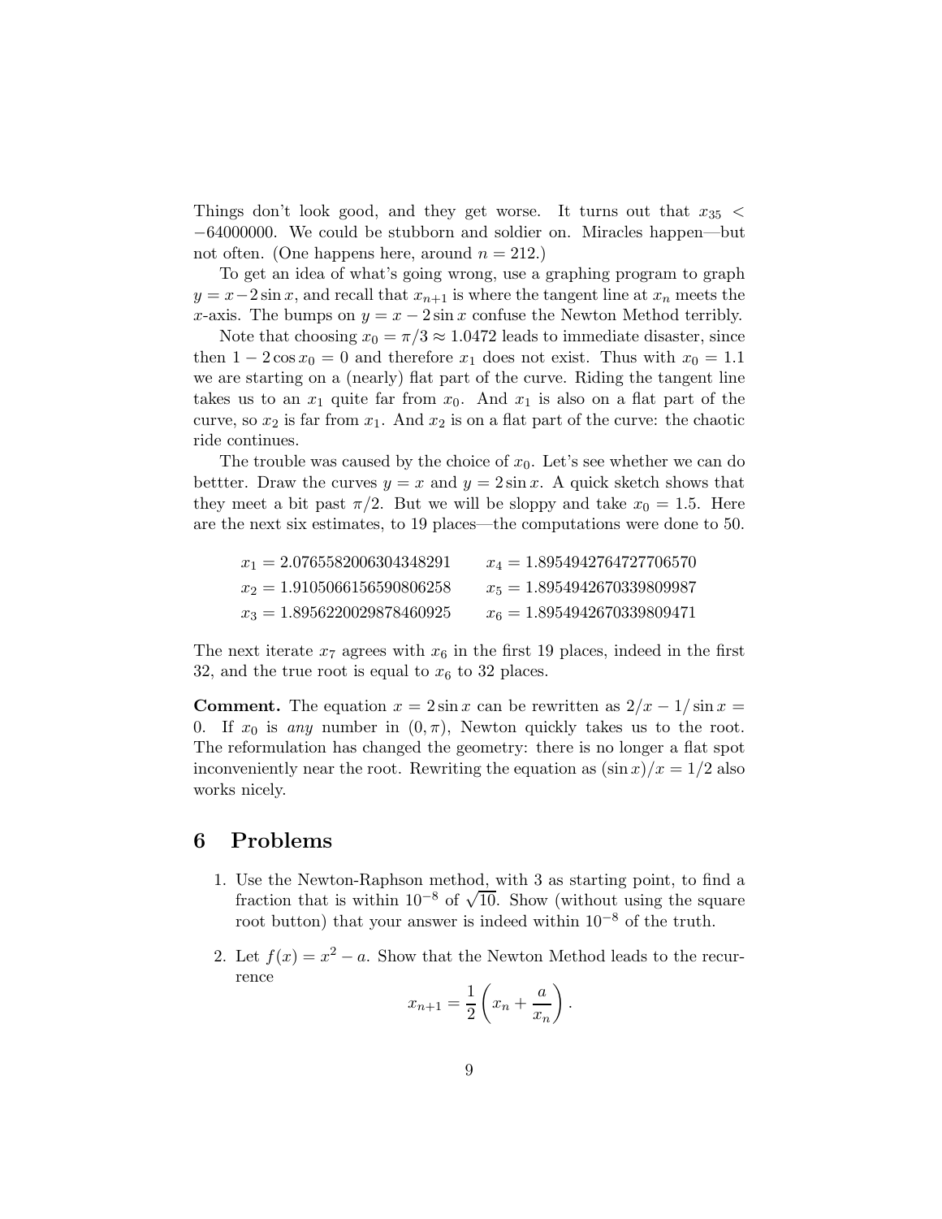Things don't look good, and they get worse. It turns out that $x_{35} < -64000000$. We could be stubborn and soldier on. Miracles happen—but not often. (One happens here, around $n = 212$.)

To get an idea of what's going wrong, use a graphing program to graph $y = x - 2\sin x$, and recall that $x_{n+1}$ is where the tangent line at $x_n$ meets the $x$-axis. The bumps on $y = x - 2\sin x$ confuse the Newton Method terribly.

Note that choosing $x_0 = \pi/3 \approx 1.0472$ leads to immediate disaster, since then $1 - 2\cos x_0 = 0$ and therefore $x_1$ does not exist. Thus with $x_0 = 1.1$ we are starting on a (nearly) flat part of the curve. Riding the tangent line takes us to an $x_1$ quite far from $x_0$. And $x_1$ is also on a flat part of the curve, so $x_2$ is far from $x_1$. And $x_2$ is on a flat part of the curve: the chaotic ride continues.

The trouble was caused by the choice of $x_0$. Let's see whether we can do bettter. Draw the curves $y = x$ and $y = 2\sin x$. A quick sketch shows that they meet a bit past $\pi/2$. But we will be sloppy and take $x_0 = 1.5$. Here are the next six estimates, to 19 places—the computations were done to 50.

$x_1 = 2.0765582006304348291 \qquad x_4 = 1.8954942764727706570$

$x_2 = 1.9105066156590806258 \qquad x_5 = 1.8954942670339809987$

$x_3 = 1.8956220029878460925 \qquad x_6 = 1.8954942670339809471$

The next iterate $x_7$ agrees with $x_6$ in the first 19 places, indeed in the first 32, and the true root is equal to $x_6$ to 32 places.

**Comment.** The equation $x = 2\sin x$ can be rewritten as $2/x - 1/\sin x = 0$. If $x_0$ is *any* number in $(0, \pi)$, Newton quickly takes us to the root. The reformulation has changed the geometry: there is no longer a flat spot inconveniently near the root. Rewriting the equation as $(\sin x)/x = 1/2$ also works nicely.

## 6 Problems

1. Use the Newton-Raphson method, with 3 as starting point, to find a fraction that is within $10^{-8}$ of $\sqrt{10}$. Show (without using the square root button) that your answer is indeed within $10^{-8}$ of the truth.

2. Let $f(x) = x^2 - a$. Show that the Newton Method leads to the recurrence
$$x_{n+1} = \frac{1}{2}\left(x_n + \frac{a}{x_n}\right).$$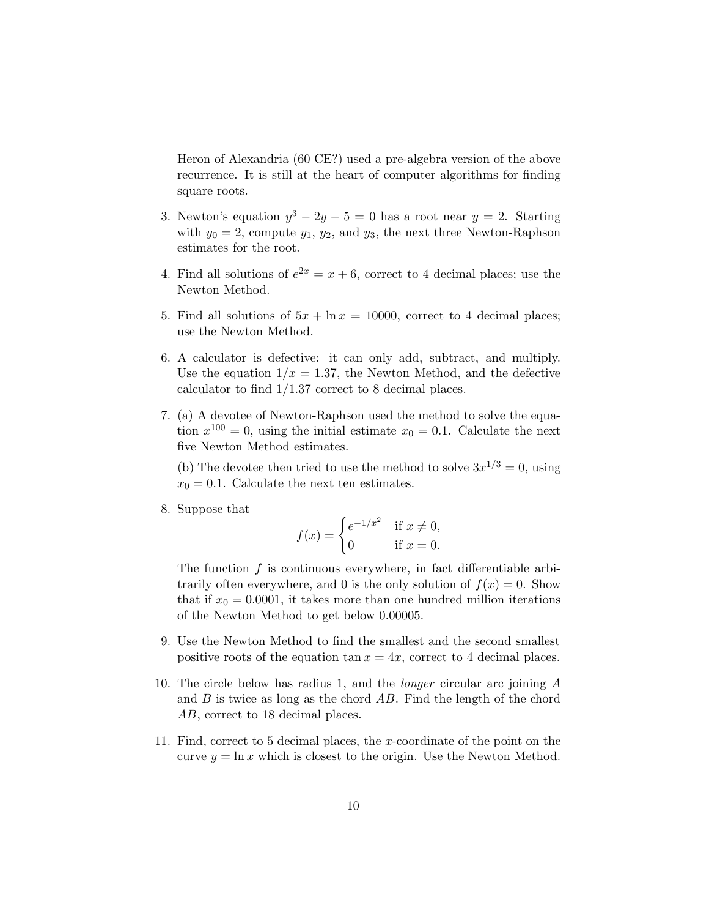Heron of Alexandria (60 CE?) used a pre-algebra version of the above recurrence. It is still at the heart of computer algorithms for finding square roots.

3. Newton's equation $y^3 - 2y - 5 = 0$ has a root near $y = 2$. Starting with $y_0 = 2$, compute $y_1$, $y_2$, and $y_3$, the next three Newton-Raphson estimates for the root.

4. Find all solutions of $e^{2x} = x + 6$, correct to 4 decimal places; use the Newton Method.

5. Find all solutions of $5x + \ln x = 10000$, correct to 4 decimal places; use the Newton Method.

6. A calculator is defective: it can only add, subtract, and multiply. Use the equation $1/x = 1.37$, the Newton Method, and the defective calculator to find $1/1.37$ correct to 8 decimal places.

7. (a) A devotee of Newton-Raphson used the method to solve the equation $x^{100} = 0$, using the initial estimate $x_0 = 0.1$. Calculate the next five Newton Method estimates.

   (b) The devotee then tried to use the method to solve $3x^{1/3} = 0$, using $x_0 = 0.1$. Calculate the next ten estimates.

8. Suppose that

$$f(x) = \begin{cases} e^{-1/x^2} & \text{if } x \neq 0, \\ 0 & \text{if } x = 0. \end{cases}$$

   The function $f$ is continuous everywhere, in fact differentiable arbitrarily often everywhere, and 0 is the only solution of $f(x) = 0$. Show that if $x_0 = 0.0001$, it takes more than one hundred million iterations of the Newton Method to get below 0.00005.

9. Use the Newton Method to find the smallest and the second smallest positive roots of the equation $\tan x = 4x$, correct to 4 decimal places.

10. The circle below has radius 1, and the *longer* circular arc joining $A$ and $B$ is twice as long as the chord $AB$. Find the length of the chord $AB$, correct to 18 decimal places.

11. Find, correct to 5 decimal places, the $x$-coordinate of the point on the curve $y = \ln x$ which is closest to the origin. Use the Newton Method.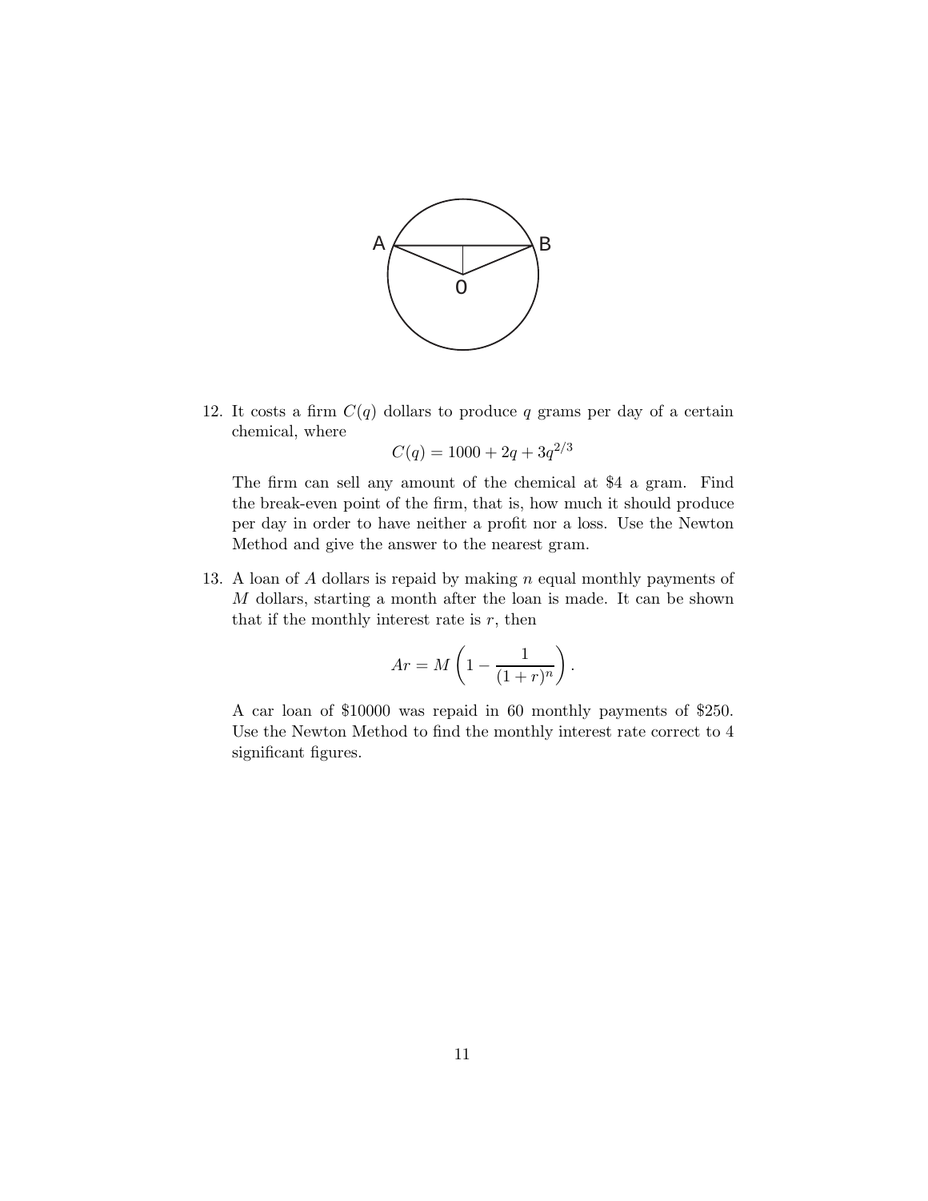A B 0

12. It costs a firm $C(q)$ dollars to produce $q$ grams per day of a certain chemical, where

$$C(q) = 1000 + 2q + 3q^{2/3}$$

The firm can sell any amount of the chemical at \$4 a gram. Find the break-even point of the firm, that is, how much it should produce per day in order to have neither a profit nor a loss. Use the Newton Method and give the answer to the nearest gram.

13. A loan of $A$ dollars is repaid by making $n$ equal monthly payments of $M$ dollars, starting a month after the loan is made. It can be shown that if the monthly interest rate is $r$, then

$$Ar = M\left(1 - \frac{1}{(1+r)^n}\right).$$

A car loan of \$10000 was repaid in 60 monthly payments of \$250. Use the Newton Method to find the monthly interest rate correct to 4 significant figures.